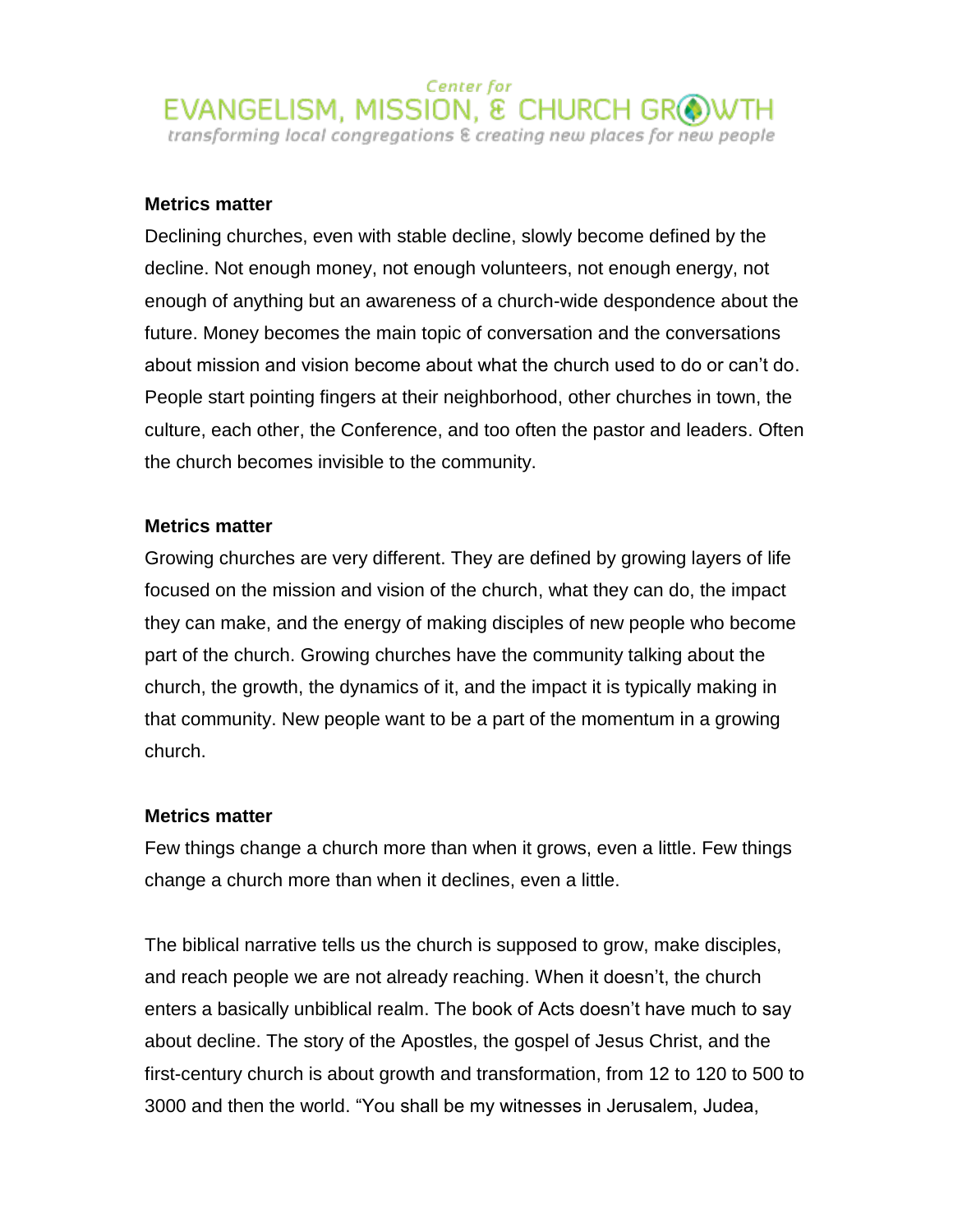Center for
# EVANGELISM, MISSION, & CHURCH GROWTH
*transforming local congregations & creating new places for new people*

**Metrics matter**

Declining churches, even with stable decline, slowly become defined by the decline. Not enough money, not enough volunteers, not enough energy, not enough of anything but an awareness of a church-wide despondence about the future. Money becomes the main topic of conversation and the conversations about mission and vision become about what the church used to do or can't do. People start pointing fingers at their neighborhood, other churches in town, the culture, each other, the Conference, and too often the pastor and leaders. Often the church becomes invisible to the community.

**Metrics matter**

Growing churches are very different. They are defined by growing layers of life focused on the mission and vision of the church, what they can do, the impact they can make, and the energy of making disciples of new people who become part of the church. Growing churches have the community talking about the church, the growth, the dynamics of it, and the impact it is typically making in that community. New people want to be a part of the momentum in a growing church.

**Metrics matter**

Few things change a church more than when it grows, even a little. Few things change a church more than when it declines, even a little.

The biblical narrative tells us the church is supposed to grow, make disciples, and reach people we are not already reaching. When it doesn't, the church enters a basically unbiblical realm. The book of Acts doesn't have much to say about decline. The story of the Apostles, the gospel of Jesus Christ, and the first-century church is about growth and transformation, from 12 to 120 to 500 to 3000 and then the world. "You shall be my witnesses in Jerusalem, Judea,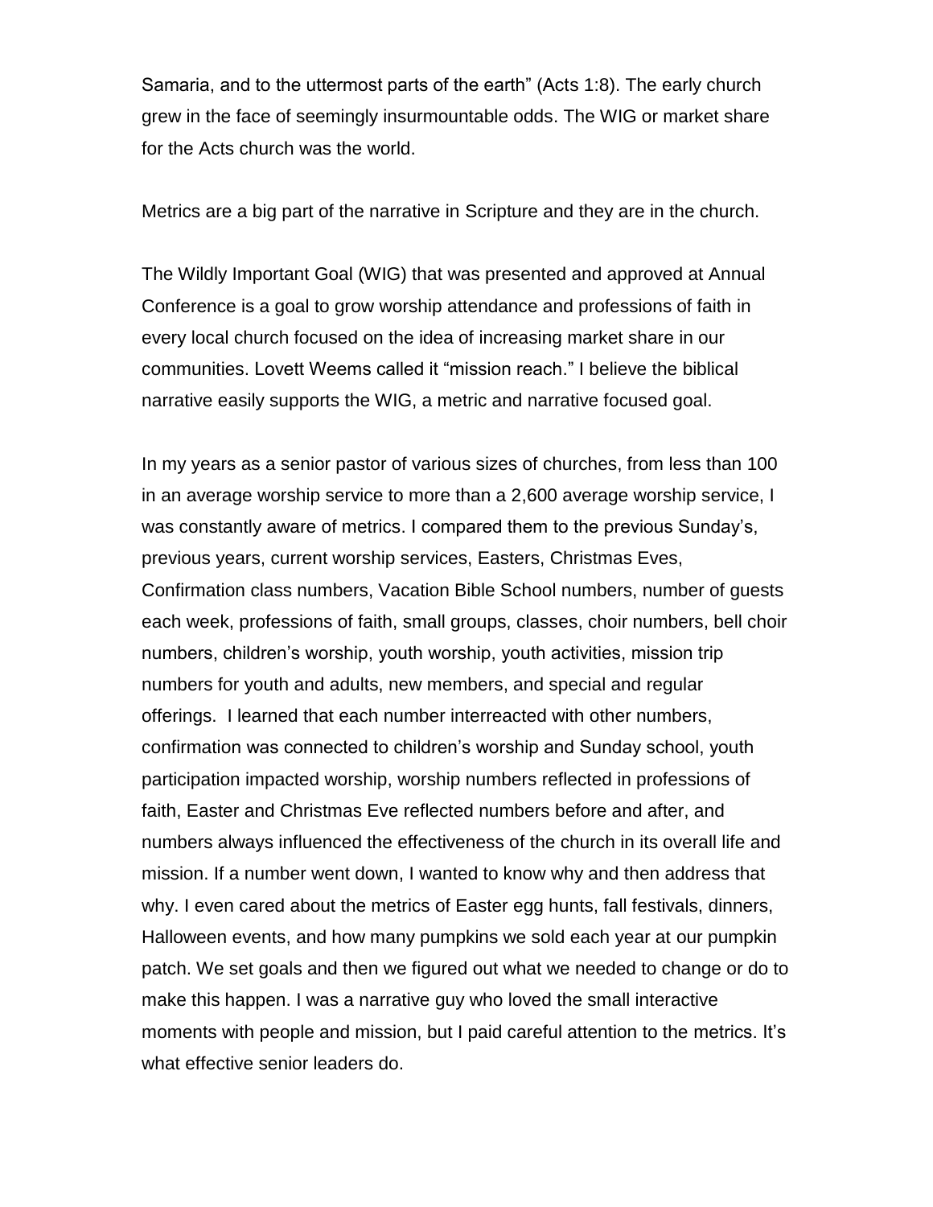Samaria, and to the uttermost parts of the earth" (Acts 1:8). The early church grew in the face of seemingly insurmountable odds. The WIG or market share for the Acts church was the world.

Metrics are a big part of the narrative in Scripture and they are in the church.

The Wildly Important Goal (WIG) that was presented and approved at Annual Conference is a goal to grow worship attendance and professions of faith in every local church focused on the idea of increasing market share in our communities. Lovett Weems called it "mission reach." I believe the biblical narrative easily supports the WIG, a metric and narrative focused goal.

In my years as a senior pastor of various sizes of churches, from less than 100 in an average worship service to more than a 2,600 average worship service, I was constantly aware of metrics. I compared them to the previous Sunday's, previous years, current worship services, Easters, Christmas Eves, Confirmation class numbers, Vacation Bible School numbers, number of guests each week, professions of faith, small groups, classes, choir numbers, bell choir numbers, children's worship, youth worship, youth activities, mission trip numbers for youth and adults, new members, and special and regular offerings. I learned that each number interreacted with other numbers, confirmation was connected to children's worship and Sunday school, youth participation impacted worship, worship numbers reflected in professions of faith, Easter and Christmas Eve reflected numbers before and after, and numbers always influenced the effectiveness of the church in its overall life and mission. If a number went down, I wanted to know why and then address that why. I even cared about the metrics of Easter egg hunts, fall festivals, dinners, Halloween events, and how many pumpkins we sold each year at our pumpkin patch. We set goals and then we figured out what we needed to change or do to make this happen. I was a narrative guy who loved the small interactive moments with people and mission, but I paid careful attention to the metrics. It's what effective senior leaders do.